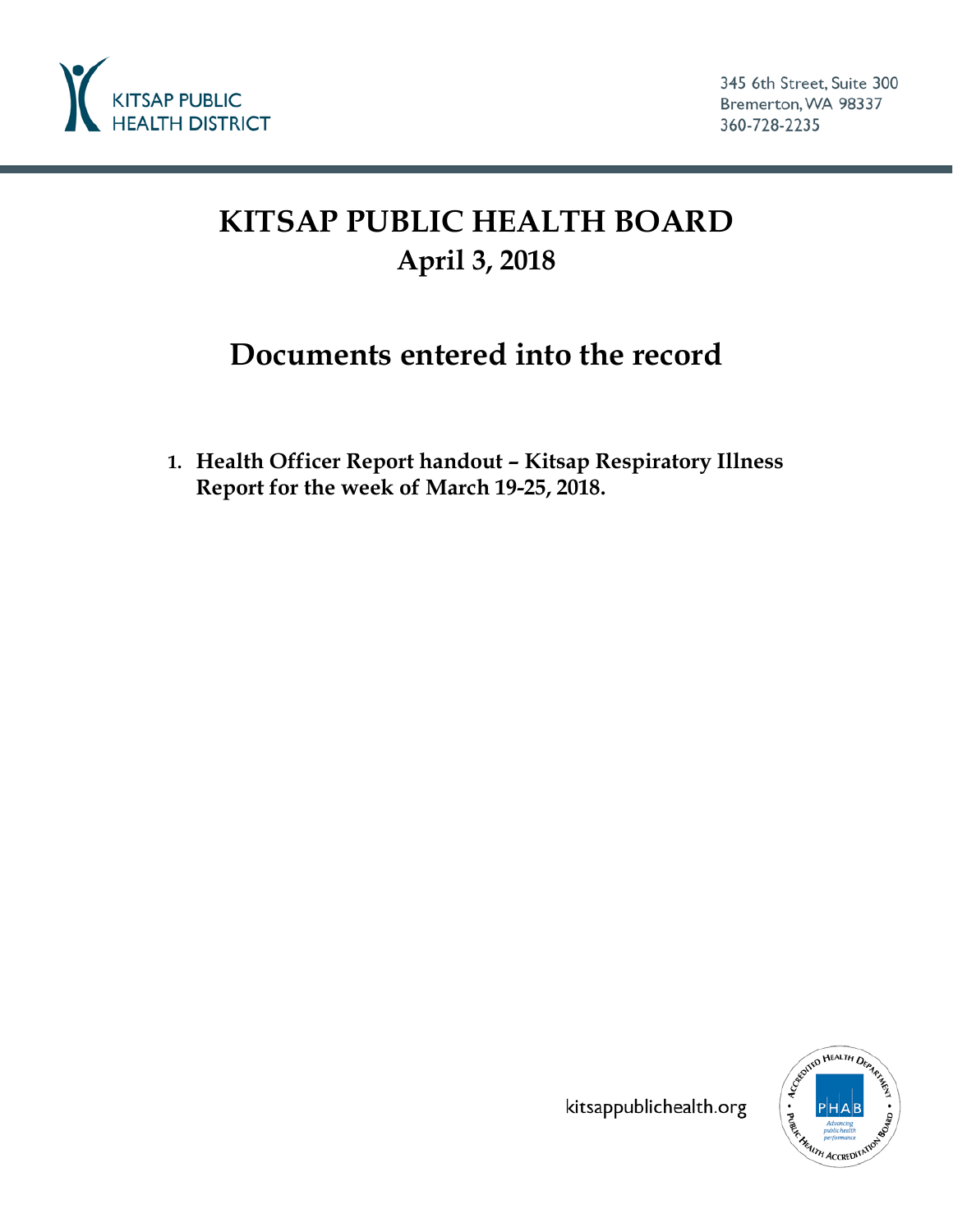KITSAP PUBLIC HEALTH DISTRICT

345 6th Street, Suite 300
Bremerton, WA 98337
360-728-2235

# KITSAP PUBLIC HEALTH BOARD
## April 3, 2018

# Documents entered into the record

1. **Health Officer Report handout – Kitsap Respiratory Illness Report for the week of March 19-25, 2018.**

kitsappublichealth.org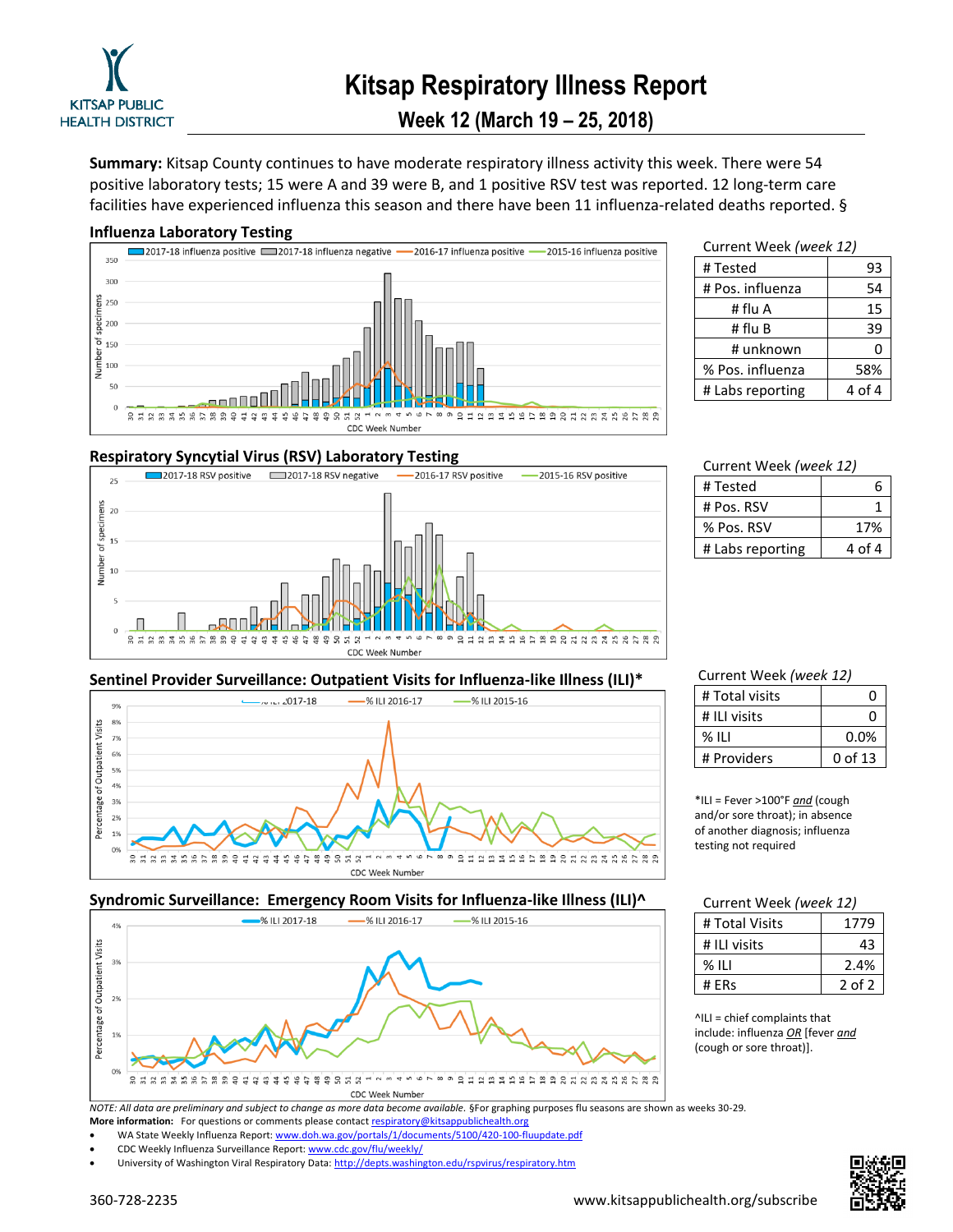# Kitsap Respiratory Illness Report

## Week 12 (March 19 – 25, 2018)

**Summary:** Kitsap County continues to have moderate respiratory illness activity this week. There were 54 positive laboratory tests; 15 were A and 39 were B, and 1 positive RSV test was reported. 12 long-term care facilities have experienced influenza this season and there have been 11 influenza-related deaths reported. §

### Influenza Laboratory Testing

2017-18 influenza positive
2017-18 influenza negative
2016-17 influenza positive
2015-16 influenza positive
Number of specimens
350
300
250
200
150
100
50
0
30 31 32 33 34 35 36 37 38 39 40 41 42 43 44 45 46 47 48 49 50 51 52 1 2 3 4 5 6 7 8 9 10 11 12 13 14 15 16 17 18 19 20 21 22 23 24 25 26 27 28 29
CDC Week Number

Current Week *(week 12)*

| | |
|---|---|
| # Tested | 93 |
| # Pos. influenza | 54 |
| # flu A | 15 |
| # flu B | 39 |
| # unknown | 0 |
| % Pos. influenza | 58% |
| # Labs reporting | 4 of 4 |

### Respiratory Syncytial Virus (RSV) Laboratory Testing

2017-18 RSV positive
2017-18 RSV negative
2016-17 RSV positive
2015-16 RSV positive
Number of specimens
25
20
15
10
5
0
30 31 32 33 34 35 36 37 38 39 40 41 42 43 44 45 46 47 48 49 50 51 52 1 2 3 4 5 6 7 8 9 10 11 12 13 14 15 16 17 18 19 20 21 22 23 24 25 26 27 28 29
CDC Week Number

Current Week *(week 12)*

| | |
|---|---|
| # Tested | 6 |
| # Pos. RSV | 1 |
| % Pos. RSV | 17% |
| # Labs reporting | 4 of 4 |

### Sentinel Provider Surveillance: Outpatient Visits for Influenza-like Illness (ILI)*

% ILI 2017-18
% ILI 2016-17
% ILI 2015-16
Percentage of Outpatient Visits
9%
8%
7%
6%
5%
4%
3%
2%
1%
0%
30 31 32 33 34 35 36 37 38 39 40 41 42 43 44 45 46 47 48 49 50 51 52 1 2 3 4 5 6 7 8 9 10 11 12 13 14 15 16 17 18 19 20 21 22 23 24 25 26 27 28 29
CDC Week Number

Current Week *(week 12)*

| | |
|---|---|
| # Total visits | 0 |
| # ILI visits | 0 |
| % ILI | 0.0% |
| # Providers | 0 of 13 |

*ILI = Fever >100°F ***and*** (cough and/or sore throat); in absence of another diagnosis; influenza testing not required

### Syndromic Surveillance: Emergency Room Visits for Influenza-like Illness (ILI)^

% ILI 2017-18
% ILI 2016-17
% ILI 2015-16
Percentage of Outpatient Visits
4%
3%
2%
1%
0%
30 31 32 33 34 35 36 37 38 39 40 41 42 43 44 45 46 47 48 49 50 51 52 1 2 3 4 5 6 7 8 9 10 11 12 13 14 15 16 17 18 19 20 21 22 23 24 25 26 27 28 29
CDC Week Number

Current Week *(week 12)*

| | |
|---|---|
| # Total Visits | 1779 |
| # ILI visits | 43 |
| % ILI | 2.4% |
| # ERs | 2 of 2 |

^ILI = chief complaints that include: influenza ***OR*** [fever ***and*** (cough or sore throat)].

*NOTE: All data are preliminary and subject to change as more data become available.* §For graphing purposes flu seasons are shown as weeks 30-29.

**More information:** For questions or comments please contact respiratory@kitsappublichealth.org

- WA State Weekly Influenza Report: www.doh.wa.gov/portals/1/documents/5100/420-100-fluupdate.pdf
- CDC Weekly Influenza Surveillance Report: www.cdc.gov/flu/weekly/
- University of Washington Viral Respiratory Data: http://depts.washington.edu/rspvirus/respiratory.htm

360-728-2235    www.kitsappublichealth.org/subscribe